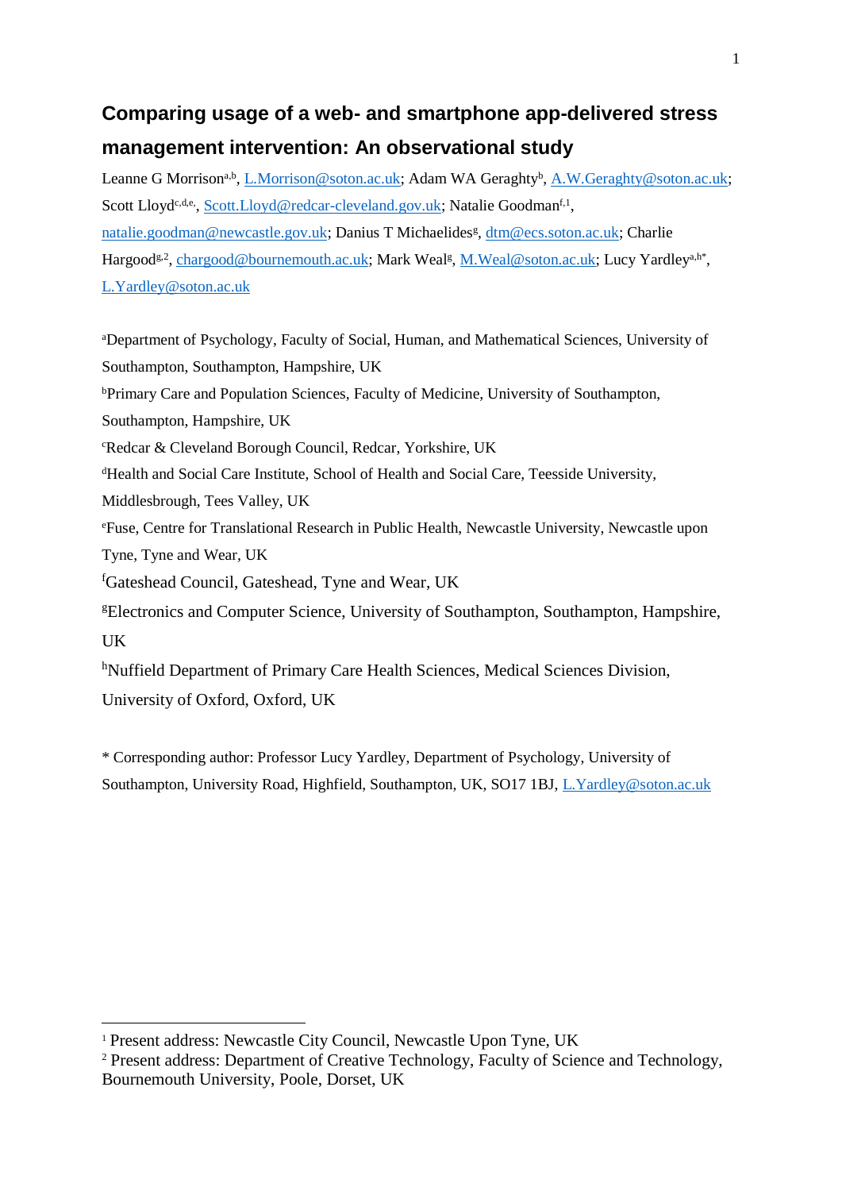# Comparing usage of a web- and smartphone app-delivered stress management intervention: An observational study

Leanne G Morrison[a,b], L.Morrison@soton.ac.uk; Adam WA Geraghty[b], A.W.Geraghty@soton.ac.uk; Scott Lloyd[c,d,e], Scott.Lloyd@redcar-cleveland.gov.uk; Natalie Goodman[f,1], natalie.goodman@newcastle.gov.uk; Danius T Michaelides[g], dtm@ecs.soton.ac.uk; Charlie Hargood[g,2], chargood@bournemouth.ac.uk; Mark Weal[g], M.Weal@soton.ac.uk; Lucy Yardley[a,h*], L.Yardley@soton.ac.uk

[a]Department of Psychology, Faculty of Social, Human, and Mathematical Sciences, University of Southampton, Southampton, Hampshire, UK

[b]Primary Care and Population Sciences, Faculty of Medicine, University of Southampton, Southampton, Hampshire, UK

[c]Redcar & Cleveland Borough Council, Redcar, Yorkshire, UK

[d]Health and Social Care Institute, School of Health and Social Care, Teesside University, Middlesbrough, Tees Valley, UK

[e]Fuse, Centre for Translational Research in Public Health, Newcastle University, Newcastle upon Tyne, Tyne and Wear, UK

[f]Gateshead Council, Gateshead, Tyne and Wear, UK

[g]Electronics and Computer Science, University of Southampton, Southampton, Hampshire, UK

[h]Nuffield Department of Primary Care Health Sciences, Medical Sciences Division, University of Oxford, Oxford, UK

* Corresponding author: Professor Lucy Yardley, Department of Psychology, University of Southampton, University Road, Highfield, Southampton, UK, SO17 1BJ, L.Yardley@soton.ac.uk

---

[1] Present address: Newcastle City Council, Newcastle Upon Tyne, UK

[2] Present address: Department of Creative Technology, Faculty of Science and Technology, Bournemouth University, Poole, Dorset, UK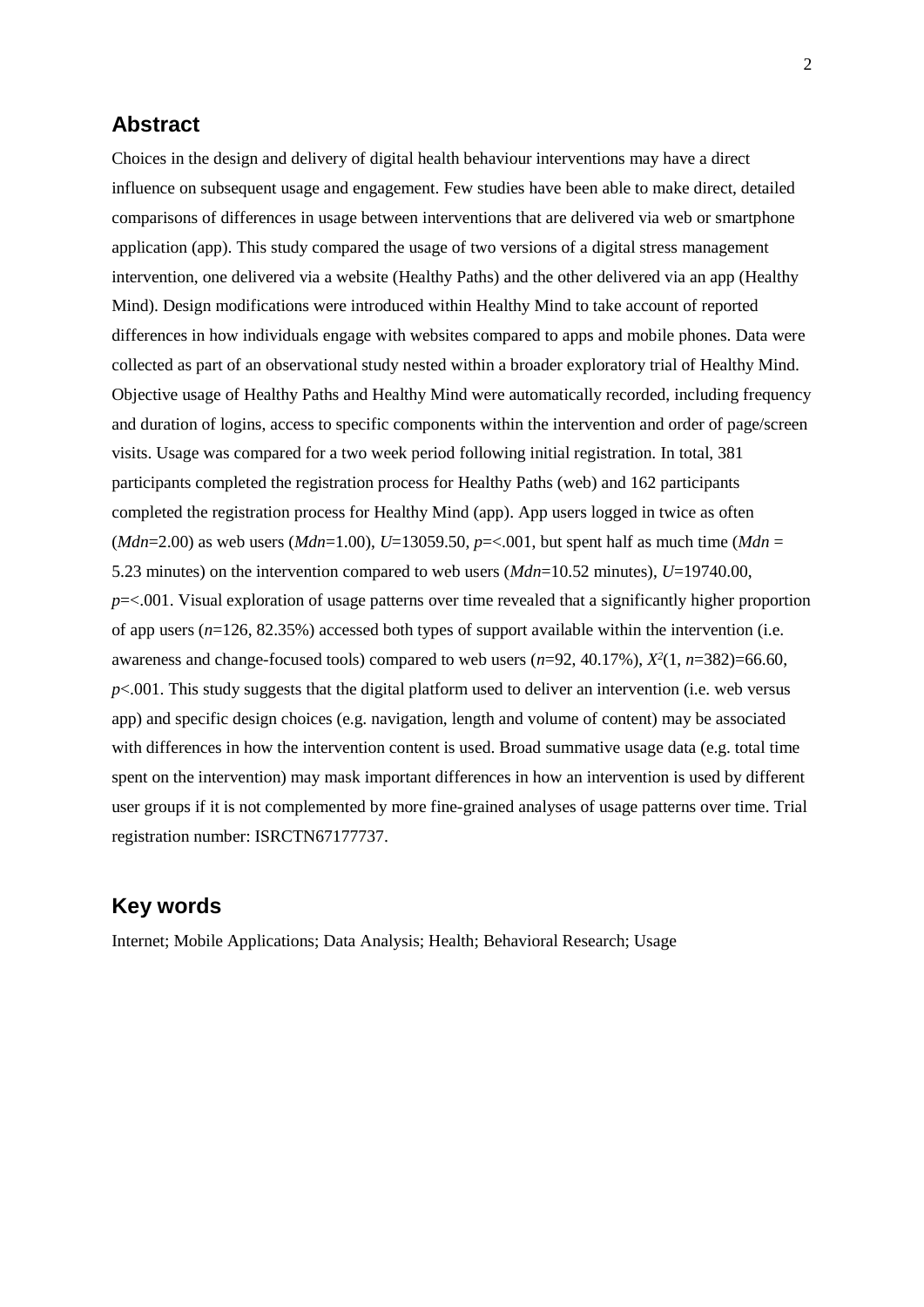## Abstract

Choices in the design and delivery of digital health behaviour interventions may have a direct influence on subsequent usage and engagement. Few studies have been able to make direct, detailed comparisons of differences in usage between interventions that are delivered via web or smartphone application (app). This study compared the usage of two versions of a digital stress management intervention, one delivered via a website (Healthy Paths) and the other delivered via an app (Healthy Mind). Design modifications were introduced within Healthy Mind to take account of reported differences in how individuals engage with websites compared to apps and mobile phones. Data were collected as part of an observational study nested within a broader exploratory trial of Healthy Mind. Objective usage of Healthy Paths and Healthy Mind were automatically recorded, including frequency and duration of logins, access to specific components within the intervention and order of page/screen visits. Usage was compared for a two week period following initial registration. In total, 381 participants completed the registration process for Healthy Paths (web) and 162 participants completed the registration process for Healthy Mind (app). App users logged in twice as often ($Mdn$=2.00) as web users ($Mdn$=1.00), $U$=13059.50, $p$=<.001, but spent half as much time ($Mdn$ = 5.23 minutes) on the intervention compared to web users ($Mdn$=10.52 minutes), $U$=19740.00, $p$=<.001. Visual exploration of usage patterns over time revealed that a significantly higher proportion of app users ($n$=126, 82.35%) accessed both types of support available within the intervention (i.e. awareness and change-focused tools) compared to web users ($n$=92, 40.17%), $X^2(1, n=382)=66.60$, $p$<.001. This study suggests that the digital platform used to deliver an intervention (i.e. web versus app) and specific design choices (e.g. navigation, length and volume of content) may be associated with differences in how the intervention content is used. Broad summative usage data (e.g. total time spent on the intervention) may mask important differences in how an intervention is used by different user groups if it is not complemented by more fine-grained analyses of usage patterns over time. Trial registration number: ISRCTN67177737.

## Key words

Internet; Mobile Applications; Data Analysis; Health; Behavioral Research; Usage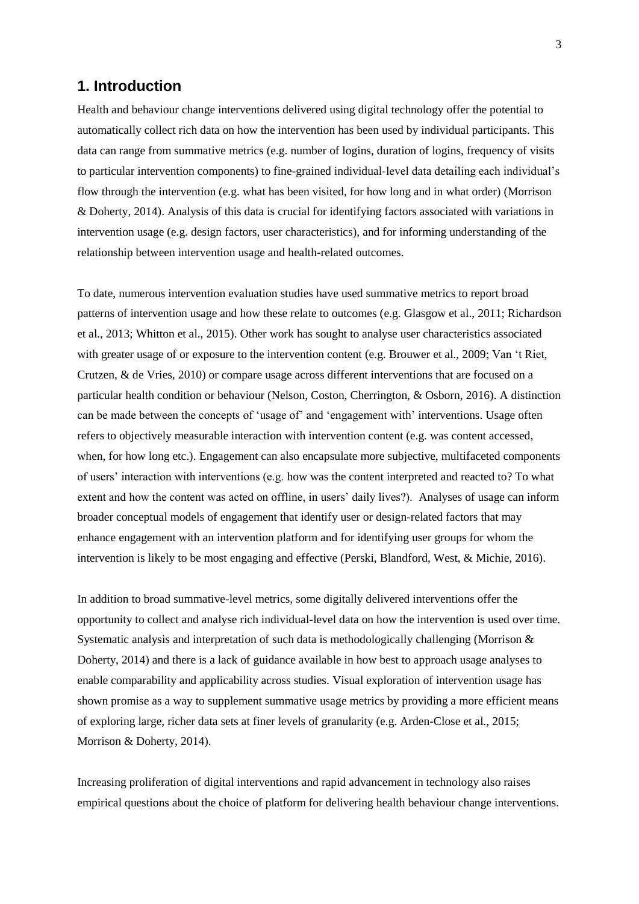## 1. Introduction

Health and behaviour change interventions delivered using digital technology offer the potential to automatically collect rich data on how the intervention has been used by individual participants. This data can range from summative metrics (e.g. number of logins, duration of logins, frequency of visits to particular intervention components) to fine-grained individual-level data detailing each individual's flow through the intervention (e.g. what has been visited, for how long and in what order) (Morrison & Doherty, 2014). Analysis of this data is crucial for identifying factors associated with variations in intervention usage (e.g. design factors, user characteristics), and for informing understanding of the relationship between intervention usage and health-related outcomes.

To date, numerous intervention evaluation studies have used summative metrics to report broad patterns of intervention usage and how these relate to outcomes (e.g. Glasgow et al., 2011; Richardson et al., 2013; Whitton et al., 2015). Other work has sought to analyse user characteristics associated with greater usage of or exposure to the intervention content (e.g. Brouwer et al., 2009; Van 't Riet, Crutzen, & de Vries, 2010) or compare usage across different interventions that are focused on a particular health condition or behaviour (Nelson, Coston, Cherrington, & Osborn, 2016). A distinction can be made between the concepts of 'usage of' and 'engagement with' interventions. Usage often refers to objectively measurable interaction with intervention content (e.g. was content accessed, when, for how long etc.). Engagement can also encapsulate more subjective, multifaceted components of users' interaction with interventions (e.g. how was the content interpreted and reacted to? To what extent and how the content was acted on offline, in users' daily lives?). Analyses of usage can inform broader conceptual models of engagement that identify user or design-related factors that may enhance engagement with an intervention platform and for identifying user groups for whom the intervention is likely to be most engaging and effective (Perski, Blandford, West, & Michie, 2016).

In addition to broad summative-level metrics, some digitally delivered interventions offer the opportunity to collect and analyse rich individual-level data on how the intervention is used over time. Systematic analysis and interpretation of such data is methodologically challenging (Morrison & Doherty, 2014) and there is a lack of guidance available in how best to approach usage analyses to enable comparability and applicability across studies. Visual exploration of intervention usage has shown promise as a way to supplement summative usage metrics by providing a more efficient means of exploring large, richer data sets at finer levels of granularity (e.g. Arden-Close et al., 2015; Morrison & Doherty, 2014).

Increasing proliferation of digital interventions and rapid advancement in technology also raises empirical questions about the choice of platform for delivering health behaviour change interventions.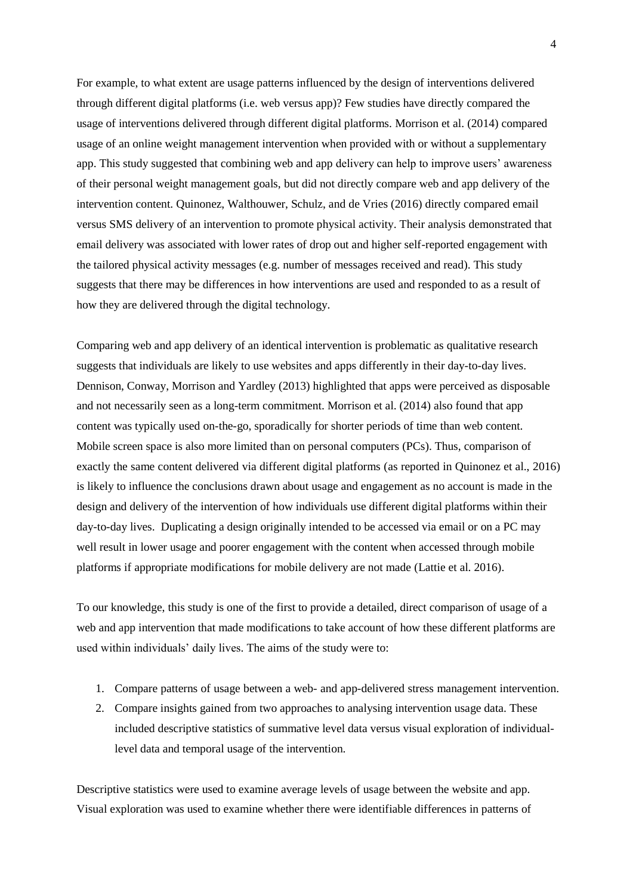For example, to what extent are usage patterns influenced by the design of interventions delivered through different digital platforms (i.e. web versus app)? Few studies have directly compared the usage of interventions delivered through different digital platforms. Morrison et al. (2014) compared usage of an online weight management intervention when provided with or without a supplementary app. This study suggested that combining web and app delivery can help to improve users' awareness of their personal weight management goals, but did not directly compare web and app delivery of the intervention content. Quinonez, Walthouwer, Schulz, and de Vries (2016) directly compared email versus SMS delivery of an intervention to promote physical activity. Their analysis demonstrated that email delivery was associated with lower rates of drop out and higher self-reported engagement with the tailored physical activity messages (e.g. number of messages received and read). This study suggests that there may be differences in how interventions are used and responded to as a result of how they are delivered through the digital technology.

Comparing web and app delivery of an identical intervention is problematic as qualitative research suggests that individuals are likely to use websites and apps differently in their day-to-day lives. Dennison, Conway, Morrison and Yardley (2013) highlighted that apps were perceived as disposable and not necessarily seen as a long-term commitment. Morrison et al. (2014) also found that app content was typically used on-the-go, sporadically for shorter periods of time than web content. Mobile screen space is also more limited than on personal computers (PCs). Thus, comparison of exactly the same content delivered via different digital platforms (as reported in Quinonez et al., 2016) is likely to influence the conclusions drawn about usage and engagement as no account is made in the design and delivery of the intervention of how individuals use different digital platforms within their day-to-day lives. Duplicating a design originally intended to be accessed via email or on a PC may well result in lower usage and poorer engagement with the content when accessed through mobile platforms if appropriate modifications for mobile delivery are not made (Lattie et al. 2016).

To our knowledge, this study is one of the first to provide a detailed, direct comparison of usage of a web and app intervention that made modifications to take account of how these different platforms are used within individuals' daily lives. The aims of the study were to:

1. Compare patterns of usage between a web- and app-delivered stress management intervention.
2. Compare insights gained from two approaches to analysing intervention usage data. These included descriptive statistics of summative level data versus visual exploration of individual-level data and temporal usage of the intervention.

Descriptive statistics were used to examine average levels of usage between the website and app. Visual exploration was used to examine whether there were identifiable differences in patterns of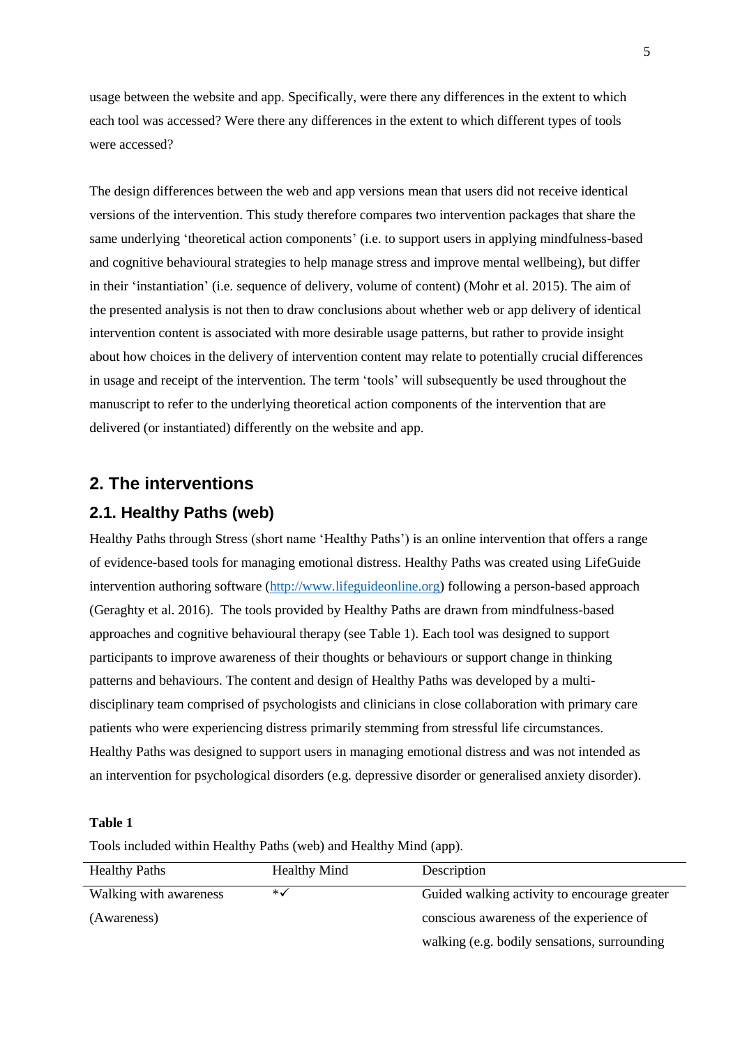usage between the website and app. Specifically, were there any differences in the extent to which each tool was accessed? Were there any differences in the extent to which different types of tools were accessed?

The design differences between the web and app versions mean that users did not receive identical versions of the intervention. This study therefore compares two intervention packages that share the same underlying 'theoretical action components' (i.e. to support users in applying mindfulness-based and cognitive behavioural strategies to help manage stress and improve mental wellbeing), but differ in their 'instantiation' (i.e. sequence of delivery, volume of content) (Mohr et al. 2015). The aim of the presented analysis is not then to draw conclusions about whether web or app delivery of identical intervention content is associated with more desirable usage patterns, but rather to provide insight about how choices in the delivery of intervention content may relate to potentially crucial differences in usage and receipt of the intervention. The term 'tools' will subsequently be used throughout the manuscript to refer to the underlying theoretical action components of the intervention that are delivered (or instantiated) differently on the website and app.

## 2. The interventions

### 2.1. Healthy Paths (web)

Healthy Paths through Stress (short name 'Healthy Paths') is an online intervention that offers a range of evidence-based tools for managing emotional distress. Healthy Paths was created using LifeGuide intervention authoring software (http://www.lifeguideonline.org) following a person-based approach (Geraghty et al. 2016). The tools provided by Healthy Paths are drawn from mindfulness-based approaches and cognitive behavioural therapy (see Table 1). Each tool was designed to support participants to improve awareness of their thoughts or behaviours or support change in thinking patterns and behaviours. The content and design of Healthy Paths was developed by a multi-disciplinary team comprised of psychologists and clinicians in close collaboration with primary care patients who were experiencing distress primarily stemming from stressful life circumstances. Healthy Paths was designed to support users in managing emotional distress and was not intended as an intervention for psychological disorders (e.g. depressive disorder or generalised anxiety disorder).

**Table 1**

Tools included within Healthy Paths (web) and Healthy Mind (app).

| Healthy Paths | Healthy Mind | Description |
|---|---|---|
| Walking with awareness (Awareness) | *✓ | Guided walking activity to encourage greater conscious awareness of the experience of walking (e.g. bodily sensations, surrounding |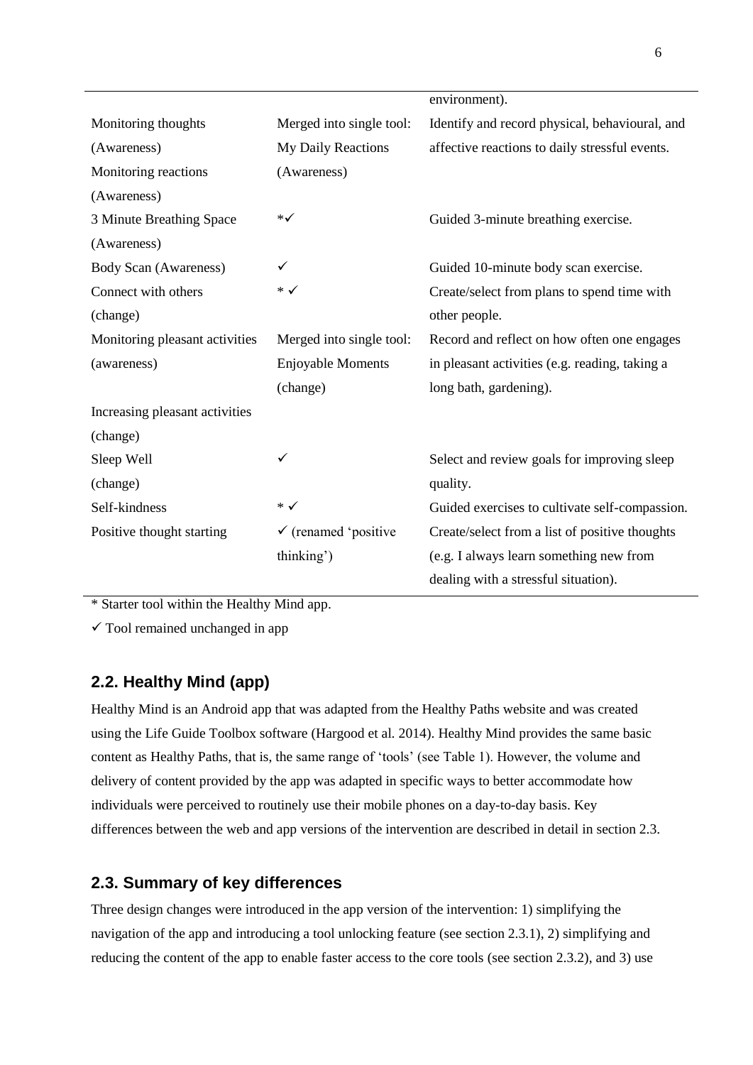| | | environment). |
|---|---|---|
| Monitoring thoughts (Awareness) | Merged into single tool: My Daily Reactions (Awareness) | Identify and record physical, behavioural, and affective reactions to daily stressful events. |
| Monitoring reactions (Awareness) | | |
| 3 Minute Breathing Space (Awareness) | *✓ | Guided 3-minute breathing exercise. |
| Body Scan (Awareness) | ✓ | Guided 10-minute body scan exercise. |
| Connect with others (change) | * ✓ | Create/select from plans to spend time with other people. |
| Monitoring pleasant activities (awareness) | Merged into single tool: Enjoyable Moments (change) | Record and reflect on how often one engages in pleasant activities (e.g. reading, taking a long bath, gardening). |
| Increasing pleasant activities (change) | | |
| Sleep Well (change) | ✓ | Select and review goals for improving sleep quality. |
| Self-kindness | * ✓ | Guided exercises to cultivate self-compassion. |
| Positive thought starting | ✓ (renamed 'positive thinking') | Create/select from a list of positive thoughts (e.g. I always learn something new from dealing with a stressful situation). |

* Starter tool within the Healthy Mind app.

✓ Tool remained unchanged in app

## 2.2. Healthy Mind (app)

Healthy Mind is an Android app that was adapted from the Healthy Paths website and was created using the Life Guide Toolbox software (Hargood et al. 2014). Healthy Mind provides the same basic content as Healthy Paths, that is, the same range of 'tools' (see Table 1). However, the volume and delivery of content provided by the app was adapted in specific ways to better accommodate how individuals were perceived to routinely use their mobile phones on a day-to-day basis. Key differences between the web and app versions of the intervention are described in detail in section 2.3.

## 2.3. Summary of key differences

Three design changes were introduced in the app version of the intervention: 1) simplifying the navigation of the app and introducing a tool unlocking feature (see section 2.3.1), 2) simplifying and reducing the content of the app to enable faster access to the core tools (see section 2.3.2), and 3) use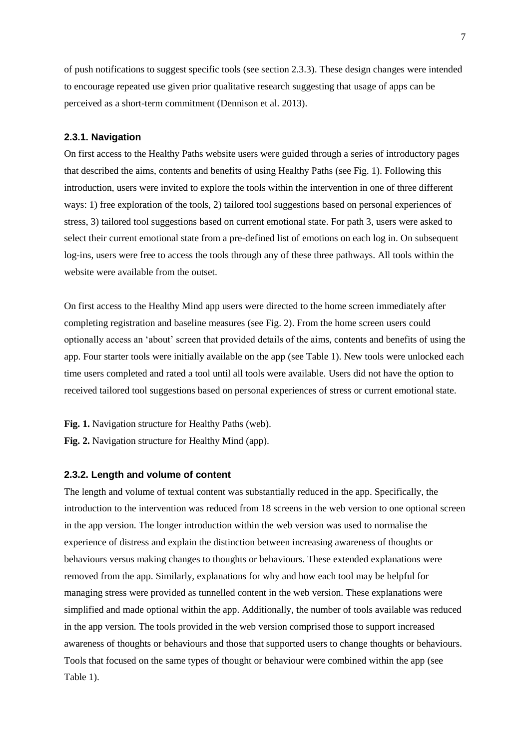of push notifications to suggest specific tools (see section 2.3.3). These design changes were intended to encourage repeated use given prior qualitative research suggesting that usage of apps can be perceived as a short-term commitment (Dennison et al. 2013).

### 2.3.1. Navigation

On first access to the Healthy Paths website users were guided through a series of introductory pages that described the aims, contents and benefits of using Healthy Paths (see Fig. 1). Following this introduction, users were invited to explore the tools within the intervention in one of three different ways: 1) free exploration of the tools, 2) tailored tool suggestions based on personal experiences of stress, 3) tailored tool suggestions based on current emotional state. For path 3, users were asked to select their current emotional state from a pre-defined list of emotions on each log in. On subsequent log-ins, users were free to access the tools through any of these three pathways. All tools within the website were available from the outset.

On first access to the Healthy Mind app users were directed to the home screen immediately after completing registration and baseline measures (see Fig. 2). From the home screen users could optionally access an 'about' screen that provided details of the aims, contents and benefits of using the app. Four starter tools were initially available on the app (see Table 1). New tools were unlocked each time users completed and rated a tool until all tools were available. Users did not have the option to received tailored tool suggestions based on personal experiences of stress or current emotional state.

**Fig. 1.** Navigation structure for Healthy Paths (web).

**Fig. 2.** Navigation structure for Healthy Mind (app).

### 2.3.2. Length and volume of content

The length and volume of textual content was substantially reduced in the app. Specifically, the introduction to the intervention was reduced from 18 screens in the web version to one optional screen in the app version. The longer introduction within the web version was used to normalise the experience of distress and explain the distinction between increasing awareness of thoughts or behaviours versus making changes to thoughts or behaviours. These extended explanations were removed from the app. Similarly, explanations for why and how each tool may be helpful for managing stress were provided as tunnelled content in the web version. These explanations were simplified and made optional within the app. Additionally, the number of tools available was reduced in the app version. The tools provided in the web version comprised those to support increased awareness of thoughts or behaviours and those that supported users to change thoughts or behaviours. Tools that focused on the same types of thought or behaviour were combined within the app (see Table 1).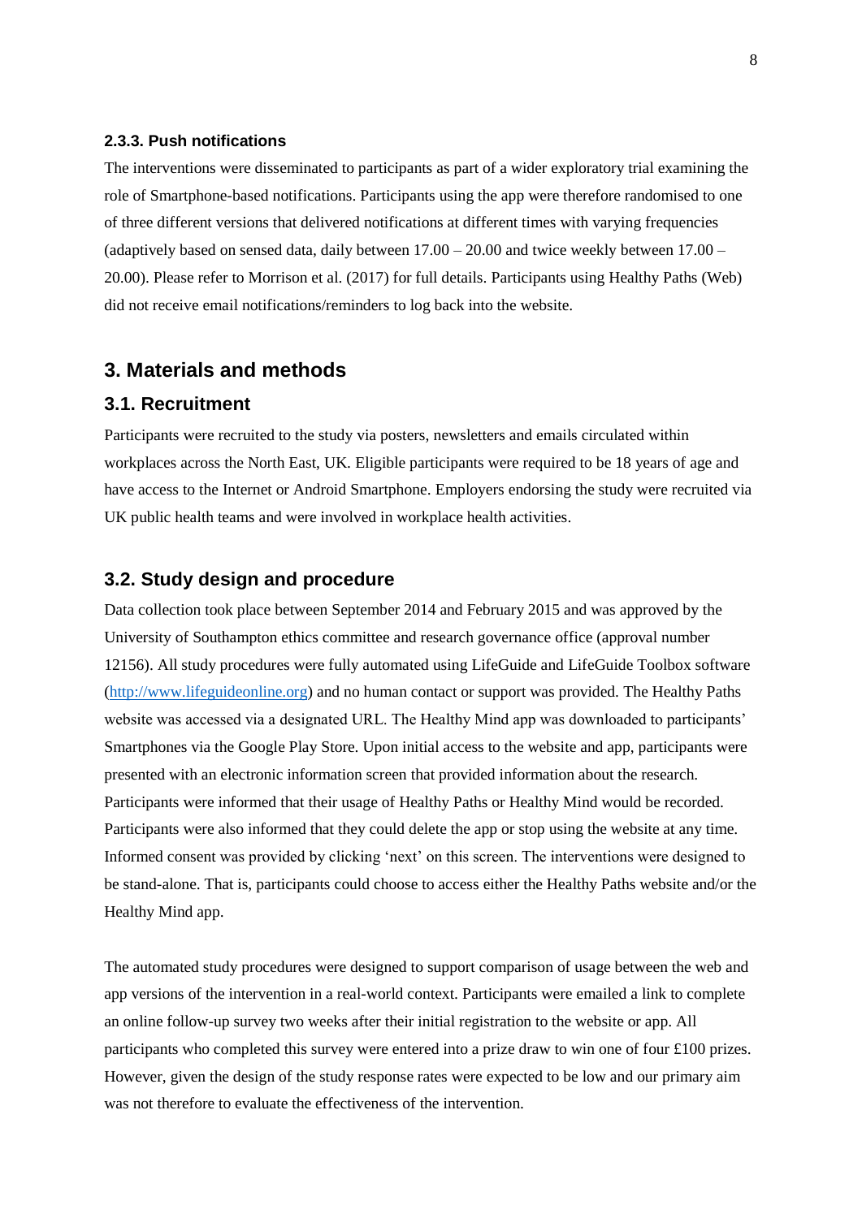#### 2.3.3. Push notifications

The interventions were disseminated to participants as part of a wider exploratory trial examining the role of Smartphone-based notifications. Participants using the app were therefore randomised to one of three different versions that delivered notifications at different times with varying frequencies (adaptively based on sensed data, daily between 17.00 – 20.00 and twice weekly between 17.00 – 20.00). Please refer to Morrison et al. (2017) for full details. Participants using Healthy Paths (Web) did not receive email notifications/reminders to log back into the website.

## 3. Materials and methods

### 3.1. Recruitment

Participants were recruited to the study via posters, newsletters and emails circulated within workplaces across the North East, UK. Eligible participants were required to be 18 years of age and have access to the Internet or Android Smartphone. Employers endorsing the study were recruited via UK public health teams and were involved in workplace health activities.

### 3.2. Study design and procedure

Data collection took place between September 2014 and February 2015 and was approved by the University of Southampton ethics committee and research governance office (approval number 12156). All study procedures were fully automated using LifeGuide and LifeGuide Toolbox software (http://www.lifeguideonline.org) and no human contact or support was provided. The Healthy Paths website was accessed via a designated URL. The Healthy Mind app was downloaded to participants' Smartphones via the Google Play Store. Upon initial access to the website and app, participants were presented with an electronic information screen that provided information about the research. Participants were informed that their usage of Healthy Paths or Healthy Mind would be recorded. Participants were also informed that they could delete the app or stop using the website at any time. Informed consent was provided by clicking 'next' on this screen. The interventions were designed to be stand-alone. That is, participants could choose to access either the Healthy Paths website and/or the Healthy Mind app.

The automated study procedures were designed to support comparison of usage between the web and app versions of the intervention in a real-world context. Participants were emailed a link to complete an online follow-up survey two weeks after their initial registration to the website or app. All participants who completed this survey were entered into a prize draw to win one of four £100 prizes. However, given the design of the study response rates were expected to be low and our primary aim was not therefore to evaluate the effectiveness of the intervention.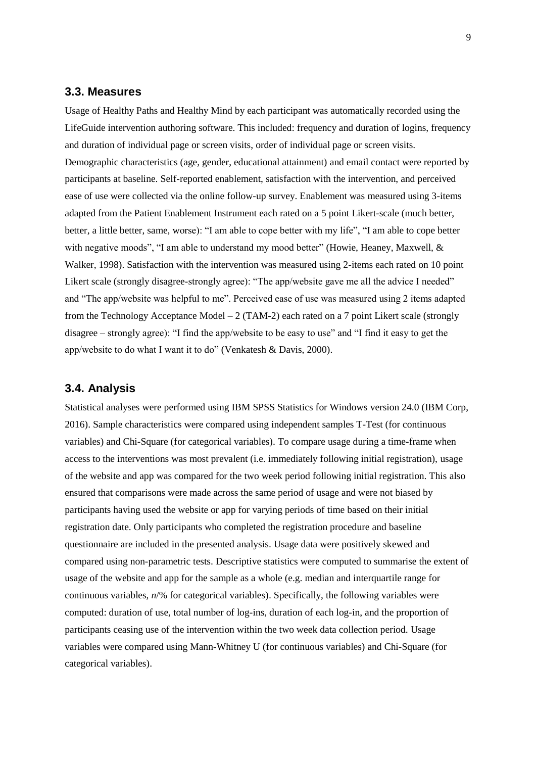## 3.3. Measures

Usage of Healthy Paths and Healthy Mind by each participant was automatically recorded using the LifeGuide intervention authoring software. This included: frequency and duration of logins, frequency and duration of individual page or screen visits, order of individual page or screen visits. Demographic characteristics (age, gender, educational attainment) and email contact were reported by participants at baseline. Self-reported enablement, satisfaction with the intervention, and perceived ease of use were collected via the online follow-up survey. Enablement was measured using 3-items adapted from the Patient Enablement Instrument each rated on a 5 point Likert-scale (much better, better, a little better, same, worse): "I am able to cope better with my life", "I am able to cope better with negative moods", "I am able to understand my mood better" (Howie, Heaney, Maxwell, & Walker, 1998). Satisfaction with the intervention was measured using 2-items each rated on 10 point Likert scale (strongly disagree-strongly agree): "The app/website gave me all the advice I needed" and "The app/website was helpful to me". Perceived ease of use was measured using 2 items adapted from the Technology Acceptance Model – 2 (TAM-2) each rated on a 7 point Likert scale (strongly disagree – strongly agree): "I find the app/website to be easy to use" and "I find it easy to get the app/website to do what I want it to do" (Venkatesh & Davis, 2000).

## 3.4. Analysis

Statistical analyses were performed using IBM SPSS Statistics for Windows version 24.0 (IBM Corp, 2016). Sample characteristics were compared using independent samples T-Test (for continuous variables) and Chi-Square (for categorical variables). To compare usage during a time-frame when access to the interventions was most prevalent (i.e. immediately following initial registration), usage of the website and app was compared for the two week period following initial registration. This also ensured that comparisons were made across the same period of usage and were not biased by participants having used the website or app for varying periods of time based on their initial registration date. Only participants who completed the registration procedure and baseline questionnaire are included in the presented analysis. Usage data were positively skewed and compared using non-parametric tests. Descriptive statistics were computed to summarise the extent of usage of the website and app for the sample as a whole (e.g. median and interquartile range for continuous variables, *n*/% for categorical variables). Specifically, the following variables were computed: duration of use, total number of log-ins, duration of each log-in, and the proportion of participants ceasing use of the intervention within the two week data collection period. Usage variables were compared using Mann-Whitney U (for continuous variables) and Chi-Square (for categorical variables).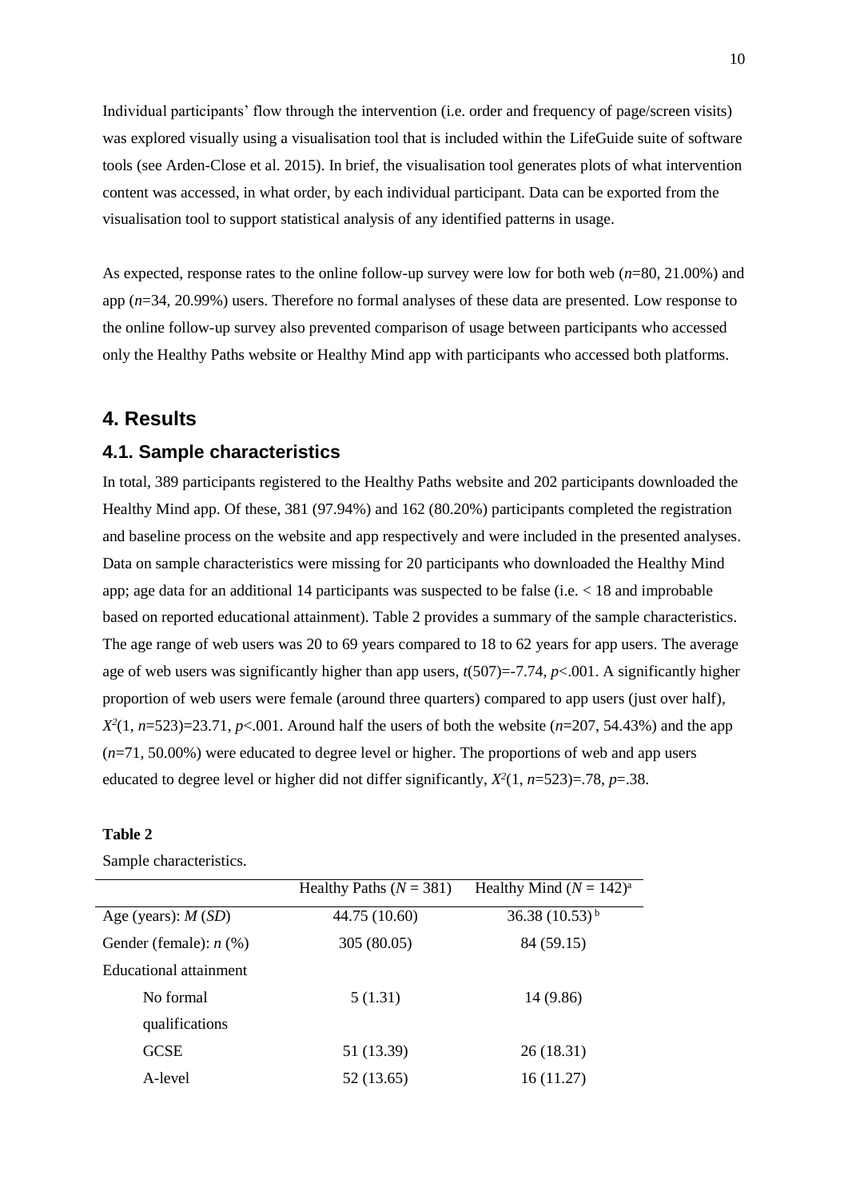Individual participants' flow through the intervention (i.e. order and frequency of page/screen visits) was explored visually using a visualisation tool that is included within the LifeGuide suite of software tools (see Arden-Close et al. 2015). In brief, the visualisation tool generates plots of what intervention content was accessed, in what order, by each individual participant. Data can be exported from the visualisation tool to support statistical analysis of any identified patterns in usage.

As expected, response rates to the online follow-up survey were low for both web ($n$=80, 21.00%) and app ($n$=34, 20.99%) users. Therefore no formal analyses of these data are presented. Low response to the online follow-up survey also prevented comparison of usage between participants who accessed only the Healthy Paths website or Healthy Mind app with participants who accessed both platforms.

# 4. Results

## 4.1. Sample characteristics

In total, 389 participants registered to the Healthy Paths website and 202 participants downloaded the Healthy Mind app. Of these, 381 (97.94%) and 162 (80.20%) participants completed the registration and baseline process on the website and app respectively and were included in the presented analyses. Data on sample characteristics were missing for 20 participants who downloaded the Healthy Mind app; age data for an additional 14 participants was suspected to be false (i.e. < 18 and improbable based on reported educational attainment). Table 2 provides a summary of the sample characteristics. The age range of web users was 20 to 69 years compared to 18 to 62 years for app users. The average age of web users was significantly higher than app users, $t(507)=-7.74$, $p<.001$. A significantly higher proportion of web users were female (around three quarters) compared to app users (just over half), $X^2(1, n=523)=23.71$, $p<.001$. Around half the users of both the website ($n$=207, 54.43%) and the app ($n$=71, 50.00%) were educated to degree level or higher. The proportions of web and app users educated to degree level or higher did not differ significantly, $X^2(1, n=523)=.78$, $p=.38$.

**Table 2**

Sample characteristics.

| | Healthy Paths ($N$ = 381) | Healthy Mind ($N$ = 142)[a] |
|---|---|---|
| Age (years): $M$ ($SD$) | 44.75 (10.60) | 36.38 (10.53)[b] |
| Gender (female): $n$ (%) | 305 (80.05) | 84 (59.15) |
| Educational attainment | | |
| No formal qualifications | 5 (1.31) | 14 (9.86) |
| GCSE | 51 (13.39) | 26 (18.31) |
| A-level | 52 (13.65) | 16 (11.27) |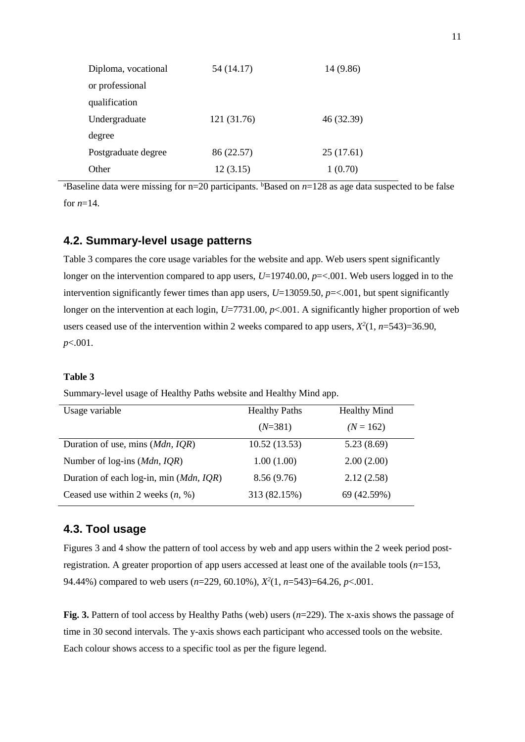| Diploma, vocational or professional qualification | 54 (14.17) | 14 (9.86) |
|---|---|---|
| Undergraduate degree | 121 (31.76) | 46 (32.39) |
| Postgraduate degree | 86 (22.57) | 25 (17.61) |
| Other | 12 (3.15) | 1 (0.70) |

[a]Baseline data were missing for n=20 participants. [b]Based on *n*=128 as age data suspected to be false for *n*=14.

## 4.2. Summary-level usage patterns

Table 3 compares the core usage variables for the website and app. Web users spent significantly longer on the intervention compared to app users, $U$=19740.00, $p$=<.001. Web users logged in to the intervention significantly fewer times than app users, $U$=13059.50, $p$=<.001, but spent significantly longer on the intervention at each login, $U$=7731.00, $p$<.001. A significantly higher proportion of web users ceased use of the intervention within 2 weeks compared to app users, $X^2(1, n=543)=36.90$, $p$<.001.

**Table 3**

Summary-level usage of Healthy Paths website and Healthy Mind app.

| Usage variable | Healthy Paths ($N$=381) | Healthy Mind ($N$ = 162) |
|---|---|---|
| Duration of use, mins (*Mdn, IQR*) | 10.52 (13.53) | 5.23 (8.69) |
| Number of log-ins (*Mdn, IQR*) | 1.00 (1.00) | 2.00 (2.00) |
| Duration of each log-in, min (*Mdn, IQR*) | 8.56 (9.76) | 2.12 (2.58) |
| Ceased use within 2 weeks (*n*, %) | 313 (82.15%) | 69 (42.59%) |

## 4.3. Tool usage

Figures 3 and 4 show the pattern of tool access by web and app users within the 2 week period post-registration. A greater proportion of app users accessed at least one of the available tools ($n$=153, 94.44%) compared to web users ($n$=229, 60.10%), $X^2(1, n=543)=64.26$, $p$<.001.

**Fig. 3.** Pattern of tool access by Healthy Paths (web) users ($n$=229). The x-axis shows the passage of time in 30 second intervals. The y-axis shows each participant who accessed tools on the website. Each colour shows access to a specific tool as per the figure legend.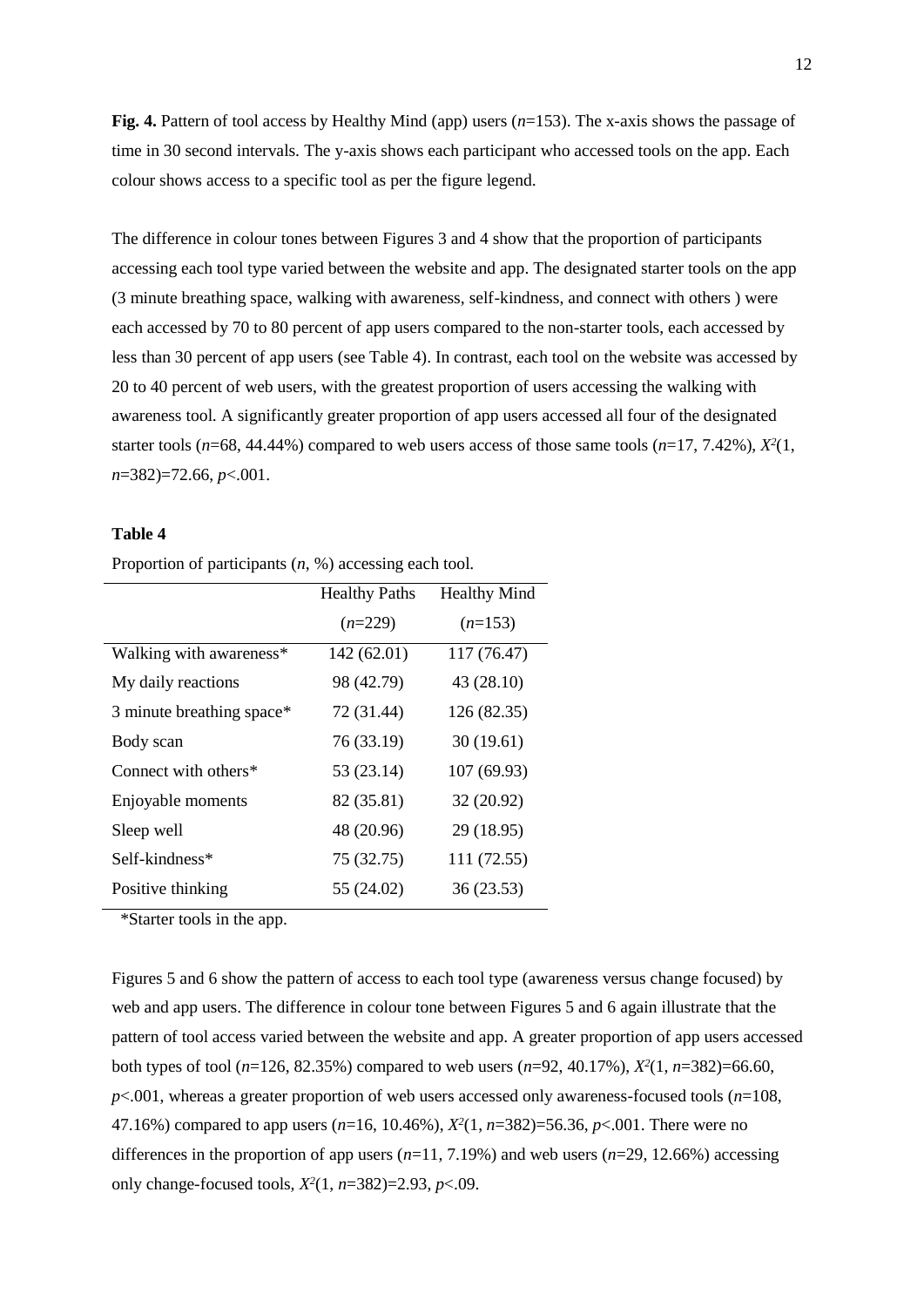**Fig. 4.** Pattern of tool access by Healthy Mind (app) users ($n$=153). The x-axis shows the passage of time in 30 second intervals. The y-axis shows each participant who accessed tools on the app. Each colour shows access to a specific tool as per the figure legend.

The difference in colour tones between Figures 3 and 4 show that the proportion of participants accessing each tool type varied between the website and app. The designated starter tools on the app (3 minute breathing space, walking with awareness, self-kindness, and connect with others ) were each accessed by 70 to 80 percent of app users compared to the non-starter tools, each accessed by less than 30 percent of app users (see Table 4). In contrast, each tool on the website was accessed by 20 to 40 percent of web users, with the greatest proportion of users accessing the walking with awareness tool. A significantly greater proportion of app users accessed all four of the designated starter tools ($n$=68, 44.44%) compared to web users access of those same tools ($n$=17, 7.42%), $X^2(1, n=382)=72.66$, $p<.001$.

**Table 4**

Proportion of participants ($n$, %) accessing each tool.

| | Healthy Paths ($n$=229) | Healthy Mind ($n$=153) |
|---|---|---|
| Walking with awareness* | 142 (62.01) | 117 (76.47) |
| My daily reactions | 98 (42.79) | 43 (28.10) |
| 3 minute breathing space* | 72 (31.44) | 126 (82.35) |
| Body scan | 76 (33.19) | 30 (19.61) |
| Connect with others* | 53 (23.14) | 107 (69.93) |
| Enjoyable moments | 82 (35.81) | 32 (20.92) |
| Sleep well | 48 (20.96) | 29 (18.95) |
| Self-kindness* | 75 (32.75) | 111 (72.55) |
| Positive thinking | 55 (24.02) | 36 (23.53) |

*Starter tools in the app.

Figures 5 and 6 show the pattern of access to each tool type (awareness versus change focused) by web and app users. The difference in colour tone between Figures 5 and 6 again illustrate that the pattern of tool access varied between the website and app. A greater proportion of app users accessed both types of tool ($n$=126, 82.35%) compared to web users ($n$=92, 40.17%), $X^2(1, n=382)=66.60$, $p<.001$, whereas a greater proportion of web users accessed only awareness-focused tools ($n$=108, 47.16%) compared to app users ($n$=16, 10.46%), $X^2(1, n=382)=56.36$, $p<.001$. There were no differences in the proportion of app users ($n$=11, 7.19%) and web users ($n$=29, 12.66%) accessing only change-focused tools, $X^2(1, n=382)=2.93$, $p<.09$.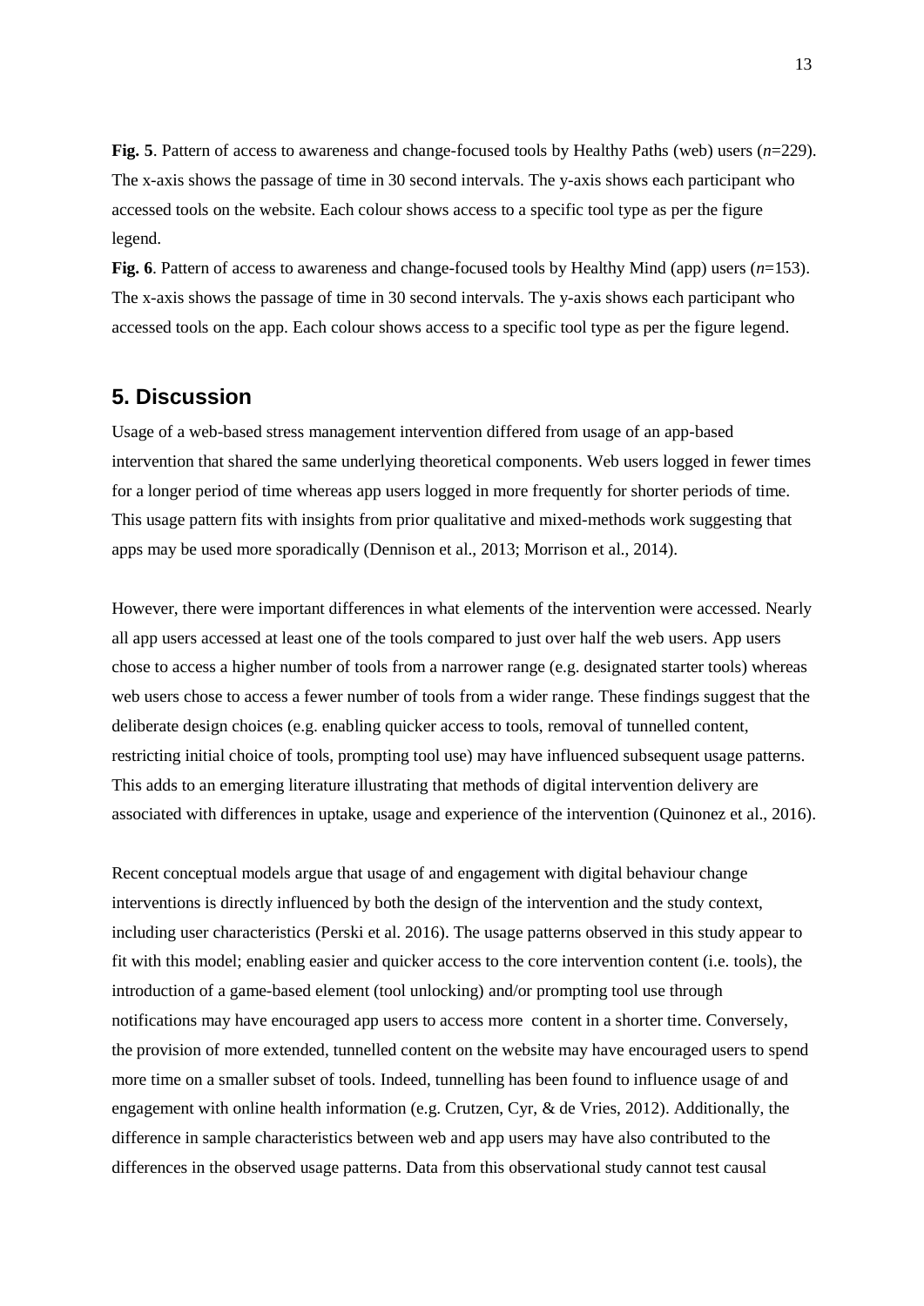**Fig. 5**. Pattern of access to awareness and change-focused tools by Healthy Paths (web) users (*n*=229). The x-axis shows the passage of time in 30 second intervals. The y-axis shows each participant who accessed tools on the website. Each colour shows access to a specific tool type as per the figure legend.

**Fig. 6**. Pattern of access to awareness and change-focused tools by Healthy Mind (app) users (*n*=153). The x-axis shows the passage of time in 30 second intervals. The y-axis shows each participant who accessed tools on the app. Each colour shows access to a specific tool type as per the figure legend.

## 5. Discussion

Usage of a web-based stress management intervention differed from usage of an app-based intervention that shared the same underlying theoretical components. Web users logged in fewer times for a longer period of time whereas app users logged in more frequently for shorter periods of time. This usage pattern fits with insights from prior qualitative and mixed-methods work suggesting that apps may be used more sporadically (Dennison et al., 2013; Morrison et al., 2014).

However, there were important differences in what elements of the intervention were accessed. Nearly all app users accessed at least one of the tools compared to just over half the web users. App users chose to access a higher number of tools from a narrower range (e.g. designated starter tools) whereas web users chose to access a fewer number of tools from a wider range. These findings suggest that the deliberate design choices (e.g. enabling quicker access to tools, removal of tunnelled content, restricting initial choice of tools, prompting tool use) may have influenced subsequent usage patterns. This adds to an emerging literature illustrating that methods of digital intervention delivery are associated with differences in uptake, usage and experience of the intervention (Quinonez et al., 2016).

Recent conceptual models argue that usage of and engagement with digital behaviour change interventions is directly influenced by both the design of the intervention and the study context, including user characteristics (Perski et al. 2016). The usage patterns observed in this study appear to fit with this model; enabling easier and quicker access to the core intervention content (i.e. tools), the introduction of a game-based element (tool unlocking) and/or prompting tool use through notifications may have encouraged app users to access more content in a shorter time. Conversely, the provision of more extended, tunnelled content on the website may have encouraged users to spend more time on a smaller subset of tools. Indeed, tunnelling has been found to influence usage of and engagement with online health information (e.g. Crutzen, Cyr, & de Vries, 2012). Additionally, the difference in sample characteristics between web and app users may have also contributed to the differences in the observed usage patterns. Data from this observational study cannot test causal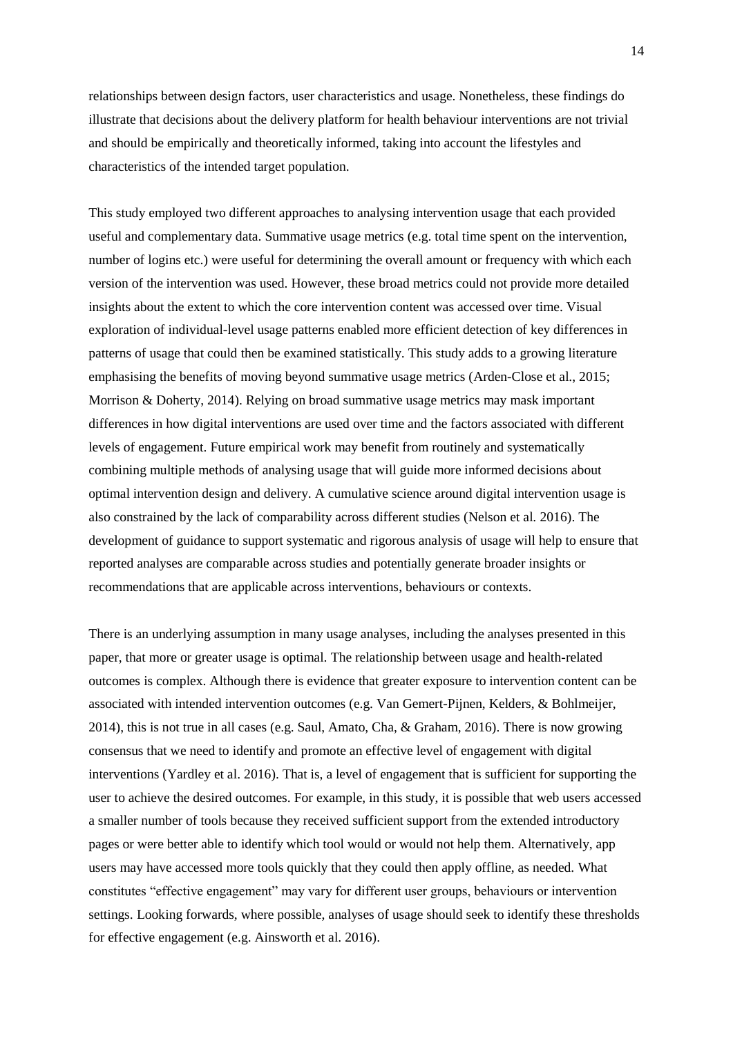relationships between design factors, user characteristics and usage. Nonetheless, these findings do illustrate that decisions about the delivery platform for health behaviour interventions are not trivial and should be empirically and theoretically informed, taking into account the lifestyles and characteristics of the intended target population.

This study employed two different approaches to analysing intervention usage that each provided useful and complementary data. Summative usage metrics (e.g. total time spent on the intervention, number of logins etc.) were useful for determining the overall amount or frequency with which each version of the intervention was used. However, these broad metrics could not provide more detailed insights about the extent to which the core intervention content was accessed over time. Visual exploration of individual-level usage patterns enabled more efficient detection of key differences in patterns of usage that could then be examined statistically. This study adds to a growing literature emphasising the benefits of moving beyond summative usage metrics (Arden-Close et al., 2015; Morrison & Doherty, 2014). Relying on broad summative usage metrics may mask important differences in how digital interventions are used over time and the factors associated with different levels of engagement. Future empirical work may benefit from routinely and systematically combining multiple methods of analysing usage that will guide more informed decisions about optimal intervention design and delivery. A cumulative science around digital intervention usage is also constrained by the lack of comparability across different studies (Nelson et al. 2016). The development of guidance to support systematic and rigorous analysis of usage will help to ensure that reported analyses are comparable across studies and potentially generate broader insights or recommendations that are applicable across interventions, behaviours or contexts.

There is an underlying assumption in many usage analyses, including the analyses presented in this paper, that more or greater usage is optimal. The relationship between usage and health-related outcomes is complex. Although there is evidence that greater exposure to intervention content can be associated with intended intervention outcomes (e.g. Van Gemert-Pijnen, Kelders, & Bohlmeijer, 2014), this is not true in all cases (e.g. Saul, Amato, Cha, & Graham, 2016). There is now growing consensus that we need to identify and promote an effective level of engagement with digital interventions (Yardley et al. 2016). That is, a level of engagement that is sufficient for supporting the user to achieve the desired outcomes. For example, in this study, it is possible that web users accessed a smaller number of tools because they received sufficient support from the extended introductory pages or were better able to identify which tool would or would not help them. Alternatively, app users may have accessed more tools quickly that they could then apply offline, as needed. What constitutes "effective engagement" may vary for different user groups, behaviours or intervention settings. Looking forwards, where possible, analyses of usage should seek to identify these thresholds for effective engagement (e.g. Ainsworth et al. 2016).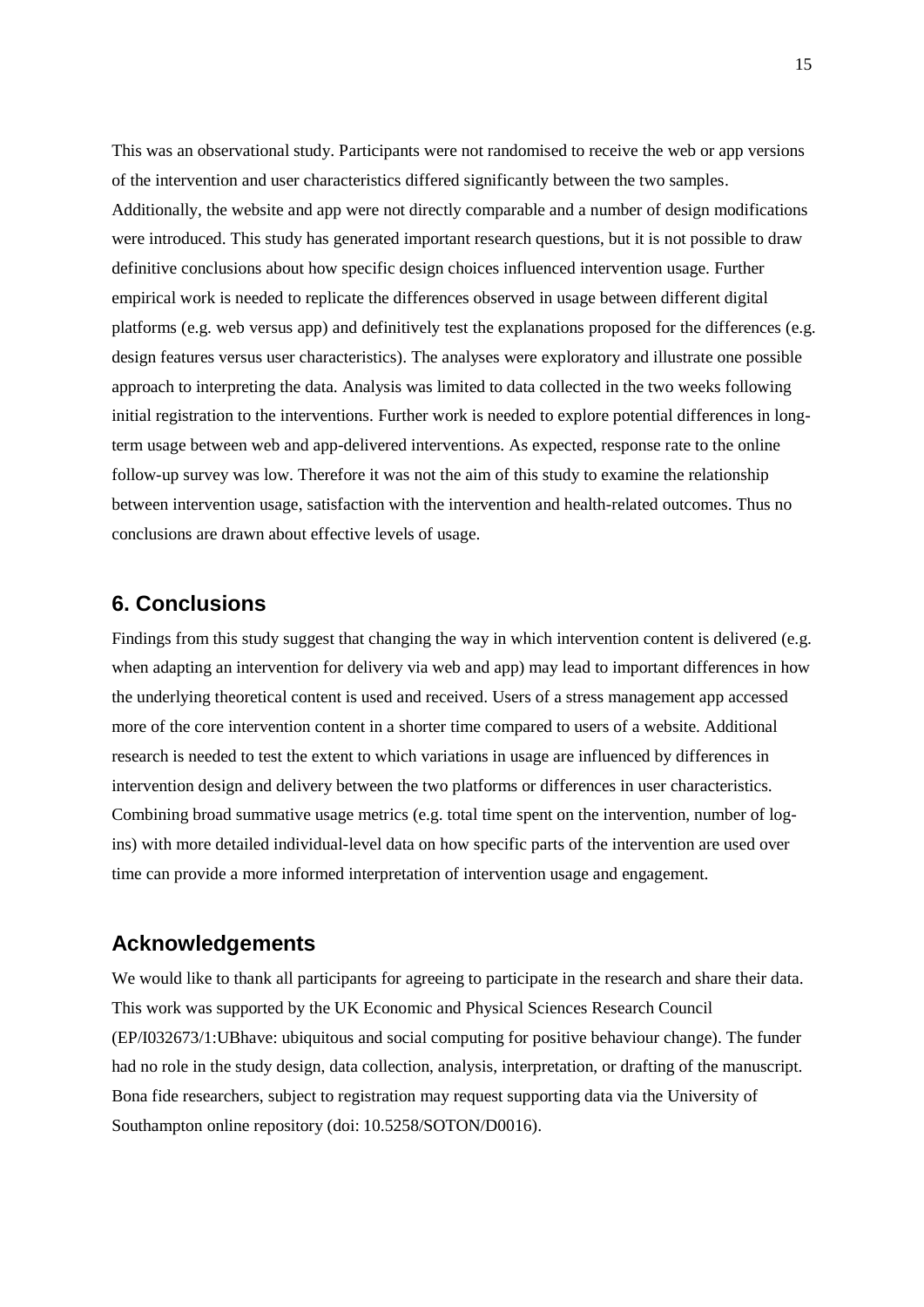This was an observational study. Participants were not randomised to receive the web or app versions of the intervention and user characteristics differed significantly between the two samples. Additionally, the website and app were not directly comparable and a number of design modifications were introduced. This study has generated important research questions, but it is not possible to draw definitive conclusions about how specific design choices influenced intervention usage. Further empirical work is needed to replicate the differences observed in usage between different digital platforms (e.g. web versus app) and definitively test the explanations proposed for the differences (e.g. design features versus user characteristics). The analyses were exploratory and illustrate one possible approach to interpreting the data. Analysis was limited to data collected in the two weeks following initial registration to the interventions. Further work is needed to explore potential differences in long-term usage between web and app-delivered interventions. As expected, response rate to the online follow-up survey was low. Therefore it was not the aim of this study to examine the relationship between intervention usage, satisfaction with the intervention and health-related outcomes. Thus no conclusions are drawn about effective levels of usage.

## 6. Conclusions

Findings from this study suggest that changing the way in which intervention content is delivered (e.g. when adapting an intervention for delivery via web and app) may lead to important differences in how the underlying theoretical content is used and received. Users of a stress management app accessed more of the core intervention content in a shorter time compared to users of a website. Additional research is needed to test the extent to which variations in usage are influenced by differences in intervention design and delivery between the two platforms or differences in user characteristics. Combining broad summative usage metrics (e.g. total time spent on the intervention, number of log-ins) with more detailed individual-level data on how specific parts of the intervention are used over time can provide a more informed interpretation of intervention usage and engagement.

## Acknowledgements

We would like to thank all participants for agreeing to participate in the research and share their data. This work was supported by the UK Economic and Physical Sciences Research Council (EP/I032673/1:UBhave: ubiquitous and social computing for positive behaviour change). The funder had no role in the study design, data collection, analysis, interpretation, or drafting of the manuscript. Bona fide researchers, subject to registration may request supporting data via the University of Southampton online repository (doi: 10.5258/SOTON/D0016).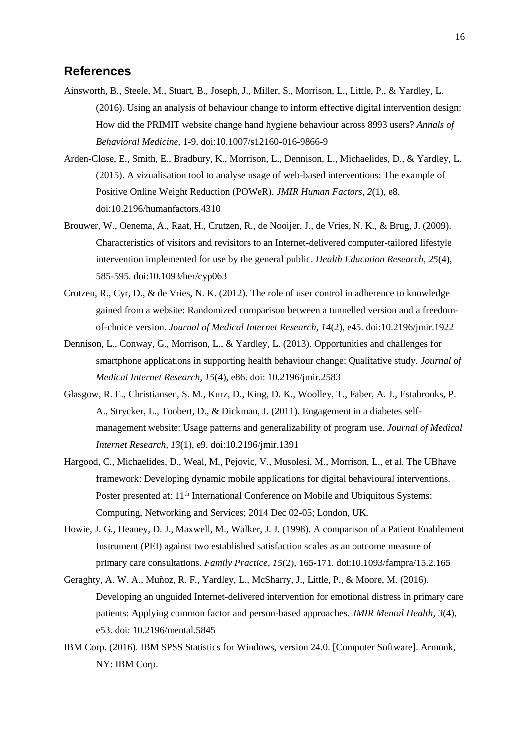## References

Ainsworth, B., Steele, M., Stuart, B., Joseph, J., Miller, S., Morrison, L., Little, P., & Yardley, L. (2016). Using an analysis of behaviour change to inform effective digital intervention design: How did the PRIMIT website change hand hygiene behaviour across 8993 users? *Annals of Behavioral Medicine,* 1-9. doi:10.1007/s12160-016-9866-9

Arden-Close, E., Smith, E., Bradbury, K., Morrison, L., Dennison, L., Michaelides, D., & Yardley, L. (2015). A vizualisation tool to analyse usage of web-based interventions: The example of Positive Online Weight Reduction (POWeR). *JMIR Human Factors, 2*(1), e8. doi:10.2196/humanfactors.4310

Brouwer, W., Oenema, A., Raat, H., Crutzen, R., de Nooijer, J., de Vries, N. K., & Brug, J. (2009). Characteristics of visitors and revisitors to an Internet-delivered computer-tailored lifestyle intervention implemented for use by the general public. *Health Education Research, 25*(4), 585-595. doi:10.1093/her/cyp063

Crutzen, R., Cyr, D., & de Vries, N. K. (2012). The role of user control in adherence to knowledge gained from a website: Randomized comparison between a tunnelled version and a freedom-of-choice version. *Journal of Medical Internet Research, 14*(2), e45. doi:10.2196/jmir.1922

Dennison, L., Conway, G., Morrison, L., & Yardley, L. (2013). Opportunities and challenges for smartphone applications in supporting health behaviour change: Qualitative study. *Journal of Medical Internet Research, 15*(4), e86. doi: 10.2196/jmir.2583

Glasgow, R. E., Christiansen, S. M., Kurz, D., King, D. K., Woolley, T., Faber, A. J., Estabrooks, P. A., Strycker, L., Toobert, D., & Dickman, J. (2011). Engagement in a diabetes self-management website: Usage patterns and generalizability of program use. *Journal of Medical Internet Research, 13*(1), e9. doi:10.2196/jmir.1391

Hargood, C., Michaelides, D., Weal, M., Pejovic, V., Musolesi, M., Morrison, L., et al. The UBhave framework: Developing dynamic mobile applications for digital behavioural interventions. Poster presented at: 11th International Conference on Mobile and Ubiquitous Systems: Computing, Networking and Services; 2014 Dec 02-05; London, UK.

Howie, J. G., Heaney, D. J., Maxwell, M., Walker, J. J. (1998). A comparison of a Patient Enablement Instrument (PEI) against two established satisfaction scales as an outcome measure of primary care consultations. *Family Practice, 15*(2), 165-171. doi:10.1093/fampra/15.2.165

Geraghty, A. W. A., Muñoz, R. F., Yardley, L., McSharry, J., Little, P., & Moore, M. (2016). Developing an unguided Internet-delivered intervention for emotional distress in primary care patients: Applying common factor and person-based approaches. *JMIR Mental Health, 3*(4), e53. doi: 10.2196/mental.5845

IBM Corp. (2016). IBM SPSS Statistics for Windows, version 24.0. [Computer Software]. Armonk, NY: IBM Corp.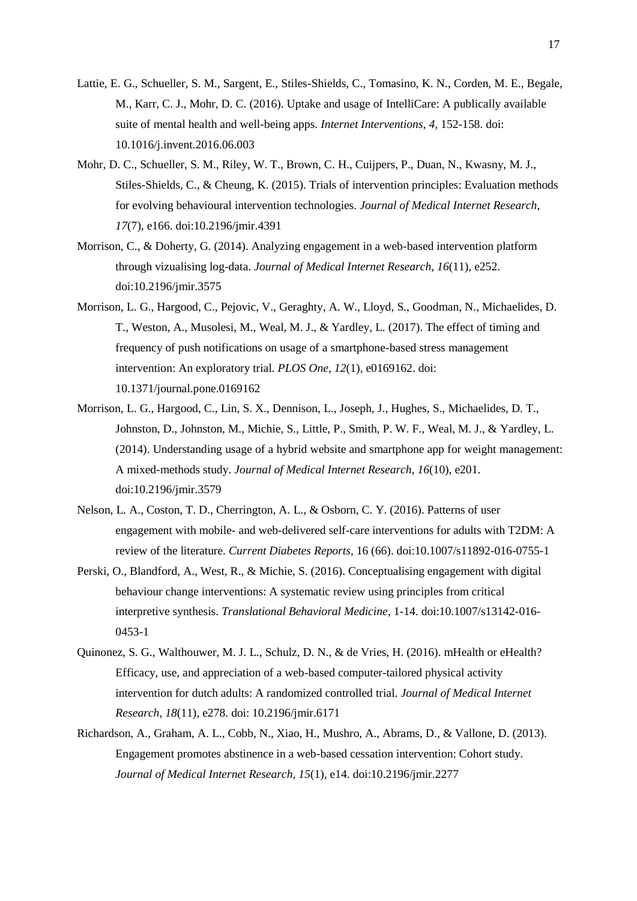Lattie, E. G., Schueller, S. M., Sargent, E., Stiles-Shields, C., Tomasino, K. N., Corden, M. E., Begale, M., Karr, C. J., Mohr, D. C. (2016). Uptake and usage of IntelliCare: A publically available suite of mental health and well-being apps. *Internet Interventions, 4,* 152-158. doi: 10.1016/j.invent.2016.06.003

Mohr, D. C., Schueller, S. M., Riley, W. T., Brown, C. H., Cuijpers, P., Duan, N., Kwasny, M. J., Stiles-Shields, C., & Cheung, K. (2015). Trials of intervention principles: Evaluation methods for evolving behavioural intervention technologies. *Journal of Medical Internet Research, 17*(7), e166. doi:10.2196/jmir.4391

Morrison, C., & Doherty, G. (2014). Analyzing engagement in a web-based intervention platform through vizualising log-data. *Journal of Medical Internet Research, 16*(11), e252. doi:10.2196/jmir.3575

Morrison, L. G., Hargood, C., Pejovic, V., Geraghty, A. W., Lloyd, S., Goodman, N., Michaelides, D. T., Weston, A., Musolesi, M., Weal, M. J., & Yardley, L. (2017). The effect of timing and frequency of push notifications on usage of a smartphone-based stress management intervention: An exploratory trial. *PLOS One, 12*(1), e0169162. doi: 10.1371/journal.pone.0169162

Morrison, L. G., Hargood, C., Lin, S. X., Dennison, L., Joseph, J., Hughes, S., Michaelides, D. T., Johnston, D., Johnston, M., Michie, S., Little, P., Smith, P. W. F., Weal, M. J., & Yardley, L. (2014). Understanding usage of a hybrid website and smartphone app for weight management: A mixed-methods study. *Journal of Medical Internet Research, 16*(10), e201. doi:10.2196/jmir.3579

Nelson, L. A., Coston, T. D., Cherrington, A. L., & Osborn, C. Y. (2016). Patterns of user engagement with mobile- and web-delivered self-care interventions for adults with T2DM: A review of the literature. *Current Diabetes Reports*, 16 (66). doi:10.1007/s11892-016-0755-1

Perski, O., Blandford, A., West, R., & Michie, S. (2016). Conceptualising engagement with digital behaviour change interventions: A systematic review using principles from critical interpretive synthesis. *Translational Behavioral Medicine*, 1-14. doi:10.1007/s13142-016-0453-1

Quinonez, S. G., Walthouwer, M. J. L., Schulz, D. N., & de Vries, H. (2016). mHealth or eHealth? Efficacy, use, and appreciation of a web-based computer-tailored physical activity intervention for dutch adults: A randomized controlled trial. *Journal of Medical Internet Research, 18*(11), e278. doi: 10.2196/jmir.6171

Richardson, A., Graham, A. L., Cobb, N., Xiao, H., Mushro, A., Abrams, D., & Vallone, D. (2013). Engagement promotes abstinence in a web-based cessation intervention: Cohort study. *Journal of Medical Internet Research, 15*(1), e14. doi:10.2196/jmir.2277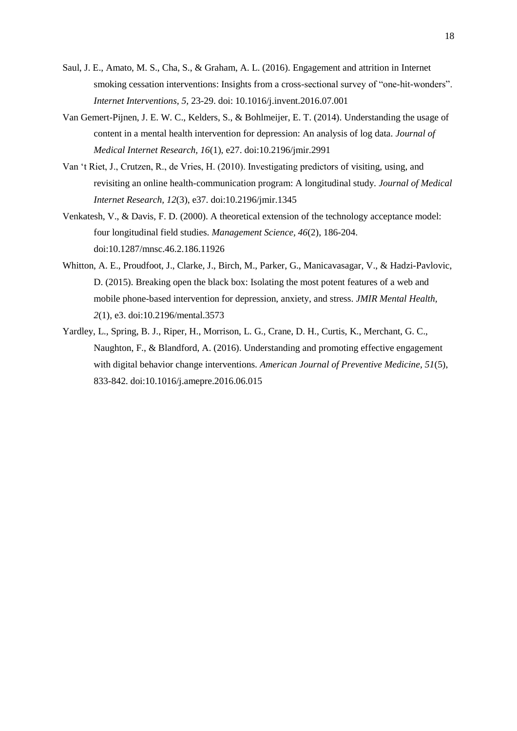Saul, J. E., Amato, M. S., Cha, S., & Graham, A. L. (2016). Engagement and attrition in Internet smoking cessation interventions: Insights from a cross-sectional survey of "one-hit-wonders". *Internet Interventions, 5,* 23-29. doi: 10.1016/j.invent.2016.07.001

Van Gemert-Pijnen, J. E. W. C., Kelders, S., & Bohlmeijer, E. T. (2014). Understanding the usage of content in a mental health intervention for depression: An analysis of log data. *Journal of Medical Internet Research, 16*(1), e27. doi:10.2196/jmir.2991

Van 't Riet, J., Crutzen, R., de Vries, H. (2010). Investigating predictors of visiting, using, and revisiting an online health-communication program: A longitudinal study. *Journal of Medical Internet Research, 12*(3), e37. doi:10.2196/jmir.1345

Venkatesh, V., & Davis, F. D. (2000). A theoretical extension of the technology acceptance model: four longitudinal field studies. *Management Science, 46*(2), 186-204. doi:10.1287/mnsc.46.2.186.11926

Whitton, A. E., Proudfoot, J., Clarke, J., Birch, M., Parker, G., Manicavasagar, V., & Hadzi-Pavlovic, D. (2015). Breaking open the black box: Isolating the most potent features of a web and mobile phone-based intervention for depression, anxiety, and stress. *JMIR Mental Health, 2*(1), e3. doi:10.2196/mental.3573

Yardley, L., Spring, B. J., Riper, H., Morrison, L. G., Crane, D. H., Curtis, K., Merchant, G. C., Naughton, F., & Blandford, A. (2016). Understanding and promoting effective engagement with digital behavior change interventions. *American Journal of Preventive Medicine, 51*(5), 833-842. doi:10.1016/j.amepre.2016.06.015